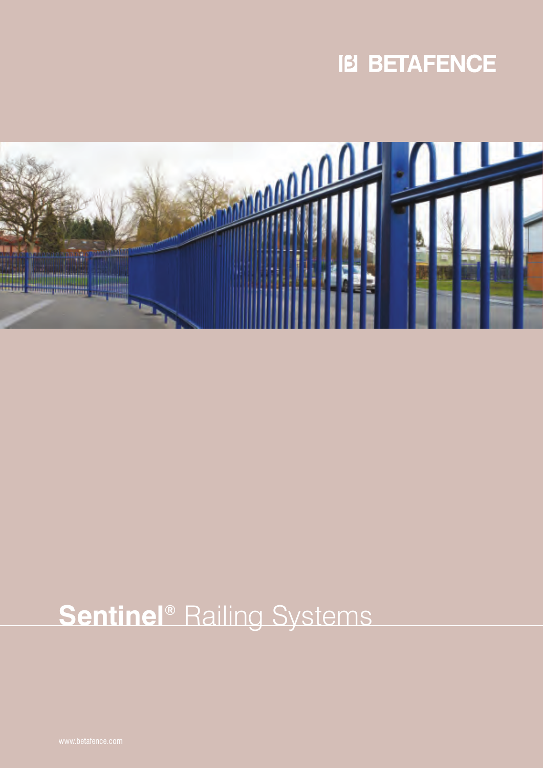BETAFENCE

# **Sentinel®** Railing Systems

www.betafence.com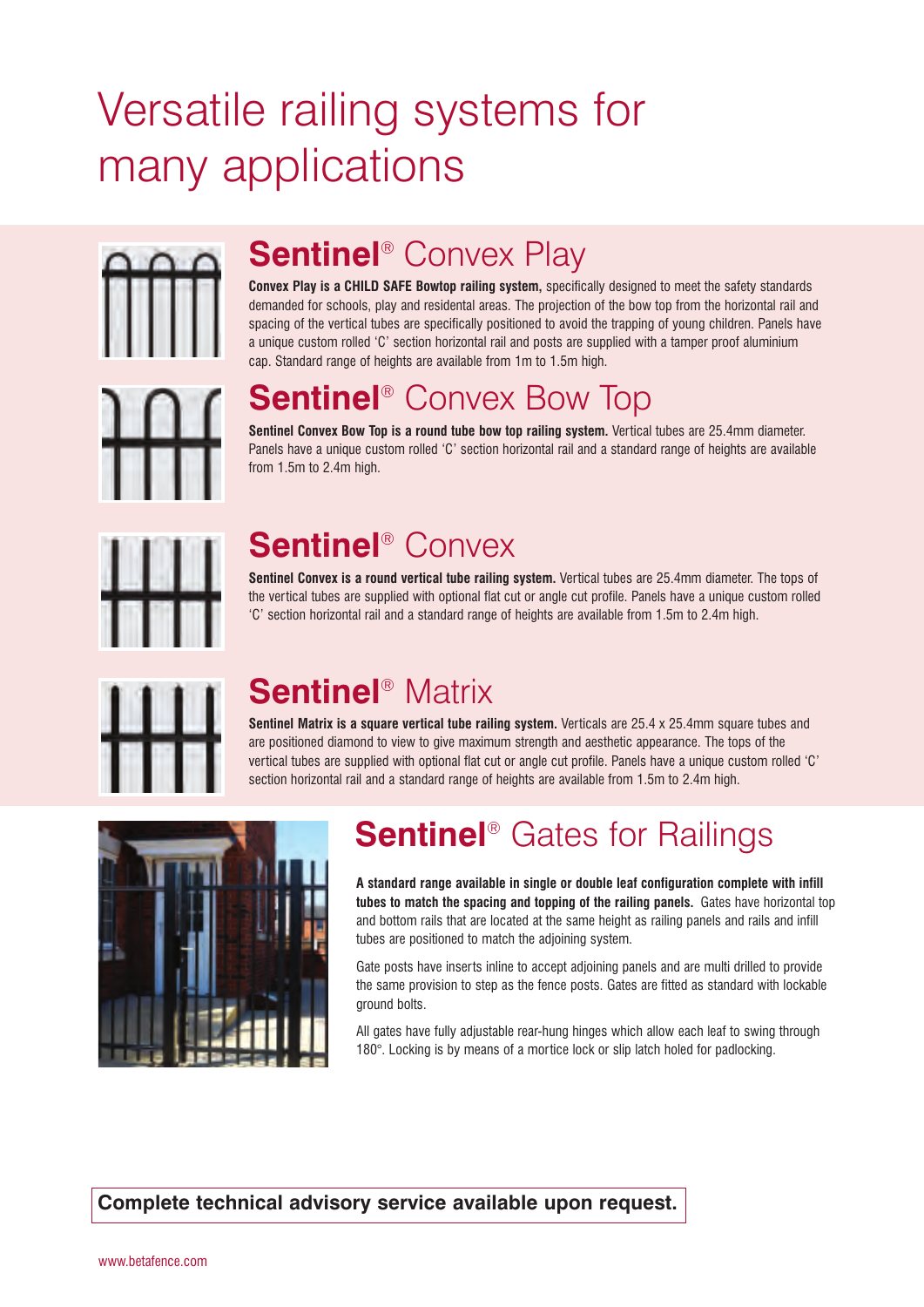# Versatile railing systems for many applications

## Sentinel® Convex Play

**Convex Play is a CHILD SAFE Bowtop railing system,** specifically designed to meet the safety standards demanded for schools, play and residental areas. The projection of the bow top from the horizontal rail and spacing of the vertical tubes are specifically positioned to avoid the trapping of young children. Panels have a unique custom rolled 'C' section horizontal rail and posts are supplied with a tamper proof aluminium cap. Standard range of heights are available from 1m to 1.5m high.

## Sentinel® Convex Bow Top

**Sentinel Convex Bow Top is a round tube bow top railing system.** Vertical tubes are 25.4mm diameter. Panels have a unique custom rolled 'C' section horizontal rail and a standard range of heights are available from 1.5m to 2.4m high.

## Sentinel® Convex

**Sentinel Convex is a round vertical tube railing system.** Vertical tubes are 25.4mm diameter. The tops of the vertical tubes are supplied with optional flat cut or angle cut profile. Panels have a unique custom rolled 'C' section horizontal rail and a standard range of heights are available from 1.5m to 2.4m high.

## Sentinel® Matrix

**Sentinel Matrix is a square vertical tube railing system.** Verticals are 25.4 x 25.4mm square tubes and are positioned diamond to view to give maximum strength and aesthetic appearance. The tops of the vertical tubes are supplied with optional flat cut or angle cut profile. Panels have a unique custom rolled 'C' section horizontal rail and a standard range of heights are available from 1.5m to 2.4m high.

## Sentinel® Gates for Railings

**A standard range available in single or double leaf configuration complete with infill tubes to match the spacing and topping of the railing panels.** Gates have horizontal top and bottom rails that are located at the same height as railing panels and rails and infill tubes are positioned to match the adjoining system.

Gate posts have inserts inline to accept adjoining panels and are multi drilled to provide the same provision to step as the fence posts. Gates are fitted as standard with lockable ground bolts.

All gates have fully adjustable rear-hung hinges which allow each leaf to swing through 180°. Locking is by means of a mortice lock or slip latch holed for padlocking.

**Complete technical advisory service available upon request.**

www.betafence.com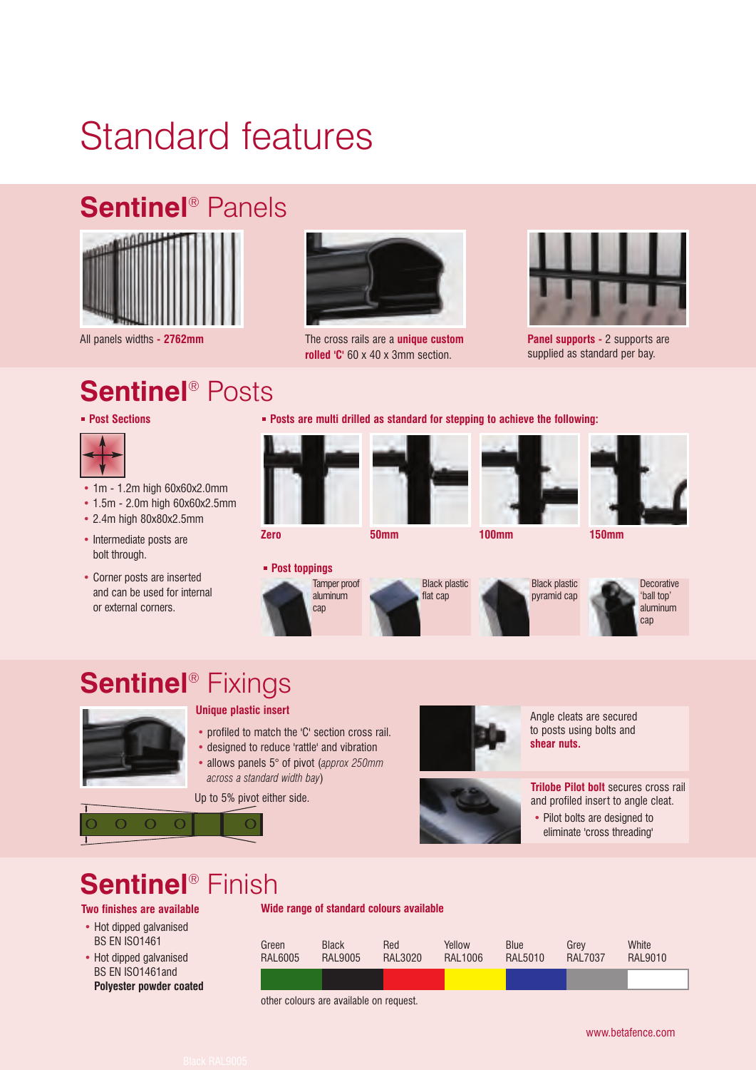# Standard features

## Sentinel® Panels

All panels widths - **2762mm**

The cross rails are a **unique custom rolled 'C'** 60 x 40 x 3mm section.

**Panel supports** - 2 supports are supplied as standard per bay.

## Sentinel® Posts

- **Post Sections**

- 1m - 1.2m high 60x60x2.0mm
- 1.5m - 2.0m high 60x60x2.5mm
- 2.4m high 80x80x2.5mm
- Intermediate posts are bolt through.
- Corner posts are inserted and can be used for internal or external corners.

- **Posts are multi drilled as standard for stepping to achieve the following:**

**Zero** **50mm** **100mm** **150mm**

- **Post toppings**

Tamper proof aluminum cap

Black plastic flat cap

Black plastic pyramid cap

Decorative 'ball top' aluminum cap

## Sentinel® Fixings

**Unique plastic insert**

- profiled to match the 'C' section cross rail.
- designed to reduce 'rattle' and vibration
- allows panels 5° of pivot (*approx 250mm across a standard width bay*)

Up to 5% pivot either side.

Angle cleats are secured to posts using bolts and **shear nuts.**

**Trilobe Pilot bolt** secures cross rail and profiled insert to angle cleat.

- Pilot bolts are designed to eliminate 'cross threading'

## Sentinel® Finish

**Two finishes are available**

- Hot dipped galvanised BS EN ISO1461
- Hot dipped galvanised BS EN ISO1461and **Polyester powder coated**

**Wide range of standard colours available**

| Green | Black | Red | Yellow | Blue | Grey | White |
|---|---|---|---|---|---|---|
| RAL6005 | RAL9005 | RAL3020 | RAL1006 | RAL5010 | RAL7037 | RAL9010 |

other colours are available on request.

www.betafence.com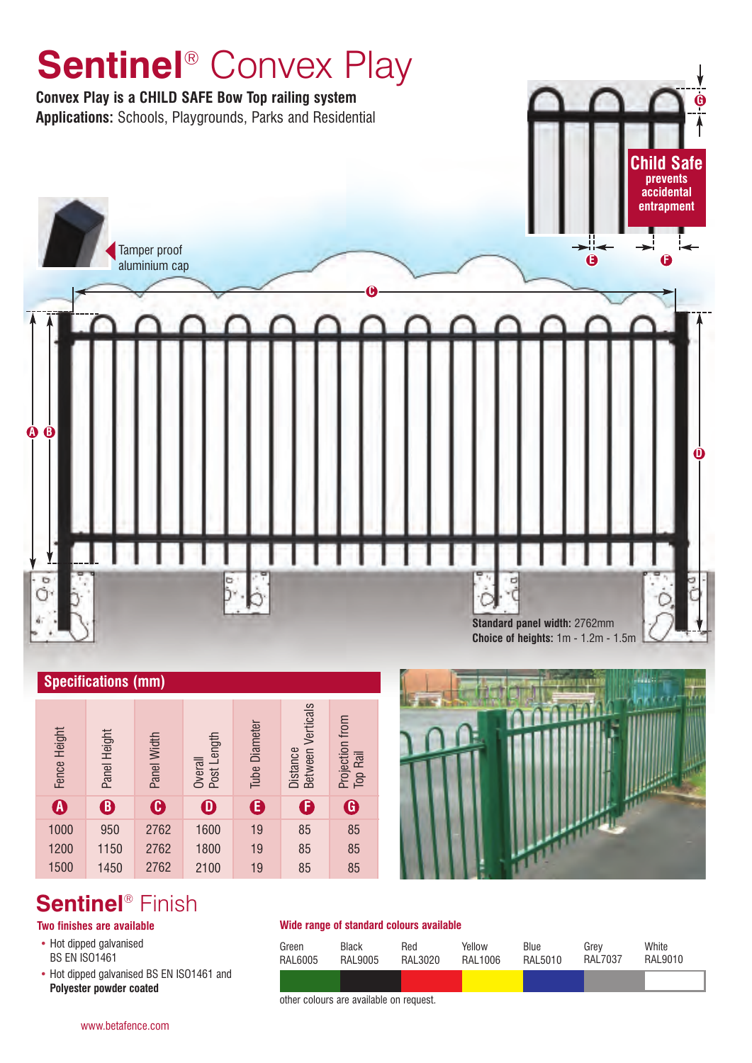# Sentinel® Convex Play

**Convex Play is a CHILD SAFE Bow Top railing system**

**Applications:** Schools, Playgrounds, Parks and Residential

**Child Safe** prevents accidental entrapment

Tamper proof aluminium cap

**Standard panel width:** 2762mm

**Choice of heights:** 1m - 1.2m - 1.5m

## Specifications (mm)

| Fence Height | Panel Height | Panel Width | Overall Post Length | Tube Diameter | Distance Between Verticals | Projection from Top Rail |
|---|---|---|---|---|---|---|
| A | B | C | D | E | F | G |
| 1000 | 950 | 2762 | 1600 | 19 | 85 | 85 |
| 1200 | 1150 | 2762 | 1800 | 19 | 85 | 85 |
| 1500 | 1450 | 2762 | 2100 | 19 | 85 | 85 |

## Sentinel® Finish

**Two finishes are available**

- Hot dipped galvanised BS EN ISO1461
- Hot dipped galvanised BS EN ISO1461 and **Polyester powder coated**

**Wide range of standard colours available**

| Green | Black | Red | Yellow | Blue | Grey | White |
|---|---|---|---|---|---|---|
| RAL6005 | RAL9005 | RAL3020 | RAL1006 | RAL5010 | RAL7037 | RAL9010 |

other colours are available on request.

www.betafence.com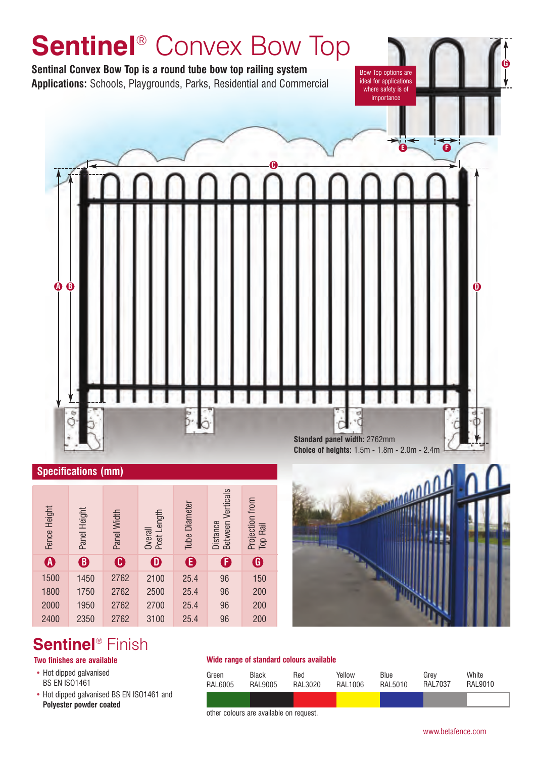# Sentinel® Convex Bow Top

**Sentinal Convex Bow Top is a round tube bow top railing system**

**Applications:** Schools, Playgrounds, Parks, Residential and Commercial

Bow Top options are ideal for applications where safety is of importance

**Standard panel width:** 2762mm
**Choice of heights:** 1.5m - 1.8m - 2.0m - 2.4m

## Specifications (mm)

| Fence Height | Panel Height | Panel Width | Overall Post Length | Tube Diameter | Distance Between Verticals | Projection from Top Rail |
|---|---|---|---|---|---|---|
| A | B | C | D | E | F | G |
| 1500 | 1450 | 2762 | 2100 | 25.4 | 96 | 150 |
| 1800 | 1750 | 2762 | 2500 | 25.4 | 96 | 200 |
| 2000 | 1950 | 2762 | 2700 | 25.4 | 96 | 200 |
| 2400 | 2350 | 2762 | 3100 | 25.4 | 96 | 200 |

## Sentinel® Finish

**Two finishes are available**

- Hot dipped galvanised BS EN ISO1461
- Hot dipped galvanised BS EN ISO1461 and **Polyester powder coated**

**Wide range of standard colours available**

| Green | Black | Red | Yellow | Blue | Grey | White |
|---|---|---|---|---|---|---|
| RAL6005 | RAL9005 | RAL3020 | RAL1006 | RAL5010 | RAL7037 | RAL9010 |

other colours are available on request.

www.betafence.com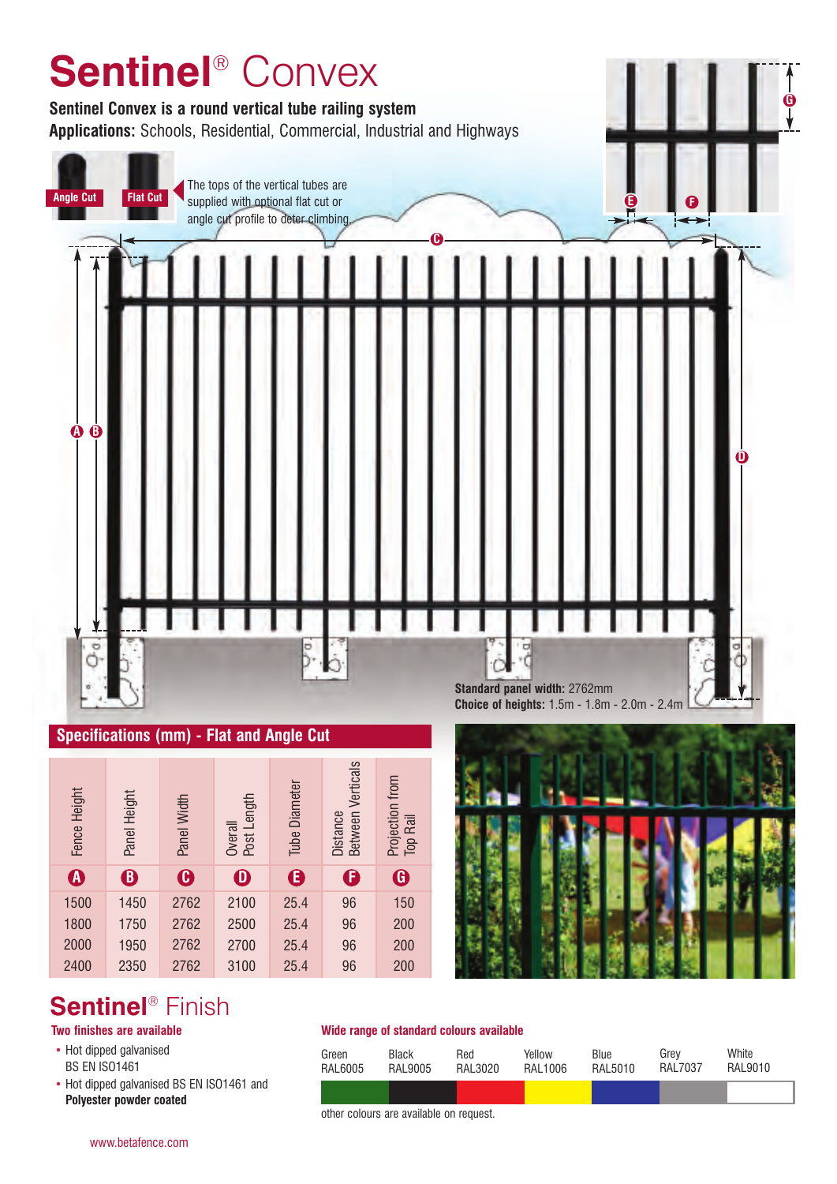# Sentinel® Convex

**Sentinel Convex is a round vertical tube railing system**

**Applications:** Schools, Residential, Commercial, Industrial and Highways

Angle Cut | Flat Cut

The tops of the vertical tubes are supplied with optional flat cut or angle cut profile to deter climbing.

**Standard panel width:** 2762mm
**Choice of heights:** 1.5m - 1.8m - 2.0m - 2.4m

## Specifications (mm) - Flat and Angle Cut

| Fence Height | Panel Height | Panel Width | Overall Post Length | Tube Diameter | Distance Between Verticals | Projection from Top Rail |
|---|---|---|---|---|---|---|
| A | B | C | D | E | F | G |
| 1500 | 1450 | 2762 | 2100 | 25.4 | 96 | 150 |
| 1800 | 1750 | 2762 | 2500 | 25.4 | 96 | 200 |
| 2000 | 1950 | 2762 | 2700 | 25.4 | 96 | 200 |
| 2400 | 2350 | 2762 | 3100 | 25.4 | 96 | 200 |

# Sentinel® Finish

### Two finishes are available

- Hot dipped galvanised BS EN ISO1461
- Hot dipped galvanised BS EN ISO1461 and **Polyester powder coated**

### Wide range of standard colours available

| Green | Black | Red | Yellow | Blue | Grey | White |
|---|---|---|---|---|---|---|
| RAL6005 | RAL9005 | RAL3020 | RAL1006 | RAL5010 | RAL7037 | RAL9010 |

other colours are available on request.

www.betafence.com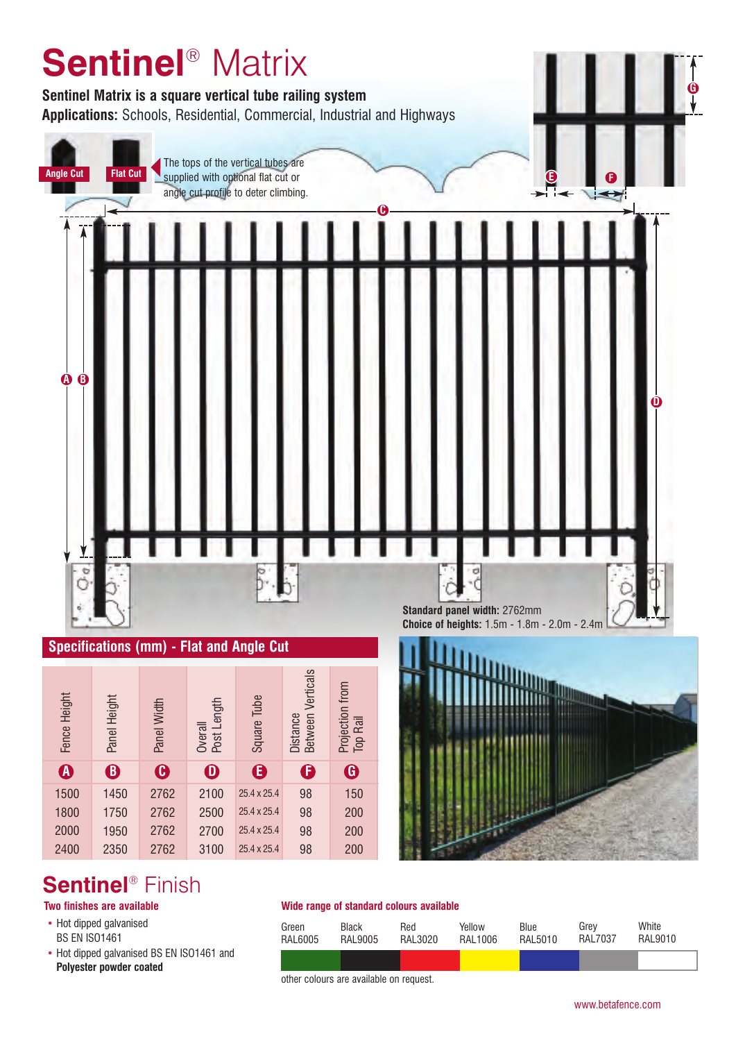# Sentinel® Matrix

**Sentinel Matrix is a square vertical tube railing system**

**Applications:** Schools, Residential, Commercial, Industrial and Highways

Angle Cut

Flat Cut

The tops of the vertical tubes are supplied with optional flat cut or angle cut profile to deter climbing.

**Standard panel width:** 2762mm

**Choice of heights:** 1.5m - 1.8m - 2.0m - 2.4m

## Specifications (mm) - Flat and Angle Cut

| Fence Height | Panel Height | Panel Width | Overall Post Length | Square Tube | Distance Between Verticals | Projection from Top Rail |
|---|---|---|---|---|---|---|
| A | B | C | D | E | F | G |
| 1500 | 1450 | 2762 | 2100 | 25.4 x 25.4 | 98 | 150 |
| 1800 | 1750 | 2762 | 2500 | 25.4 x 25.4 | 98 | 200 |
| 2000 | 1950 | 2762 | 2700 | 25.4 x 25.4 | 98 | 200 |
| 2400 | 2350 | 2762 | 3100 | 25.4 x 25.4 | 98 | 200 |

## Sentinel® Finish

**Two finishes are available**

- Hot dipped galvanised BS EN ISO1461
- Hot dipped galvanised BS EN ISO1461 and **Polyester powder coated**

**Wide range of standard colours available**

| Green | Black | Red | Yellow | Blue | Grey | White |
|---|---|---|---|---|---|---|
| RAL6005 | RAL9005 | RAL3020 | RAL1006 | RAL5010 | RAL7037 | RAL9010 |

other colours are available on request.

www.betafence.com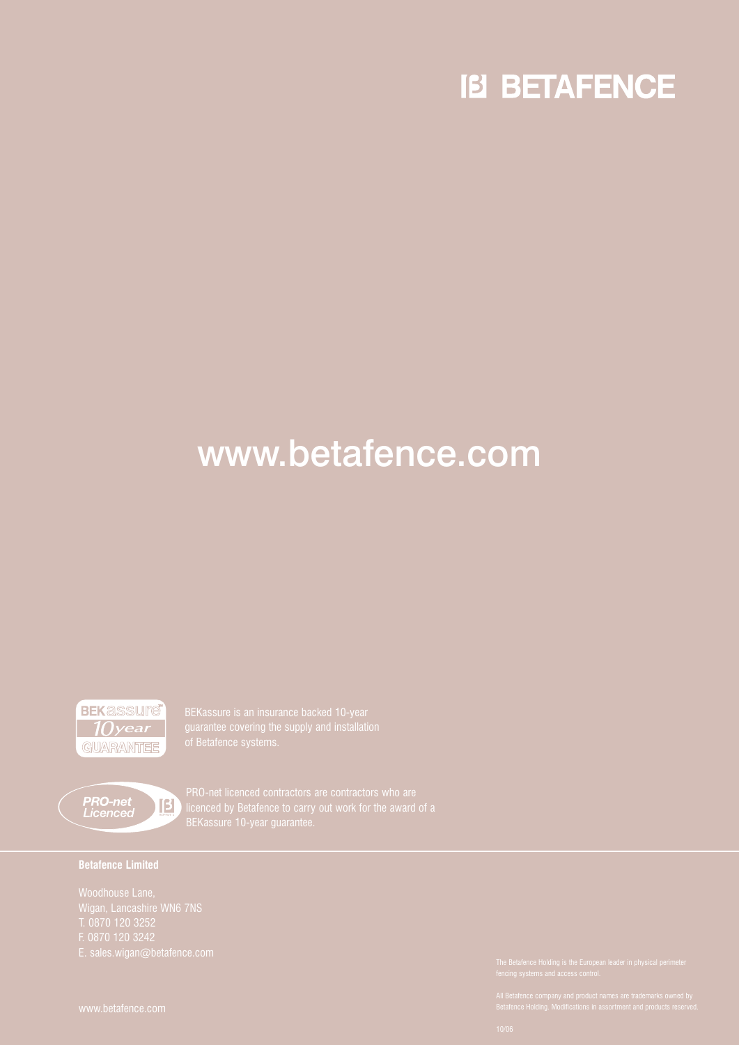BETAFENCE

www.betafence.com

BEKassure is an insurance backed 10-year guarantee covering the supply and installation of Betafence systems.

PRO-net licenced contractors are contractors who are licenced by Betafence to carry out work for the award of a BEKassure 10-year guarantee.

**Betafence Limited**

Woodhouse Lane,
Wigan, Lancashire WN6 7NS
T. 0870 120 3252
F. 0870 120 3242
E. sales.wigan@betafence.com

www.betafence.com

The Betafence Holding is the European leader in physical perimeter fencing systems and access control.

All Betafence company and product names are trademarks owned by Betafence Holding. Modifications in assortment and products reserved.

10/06